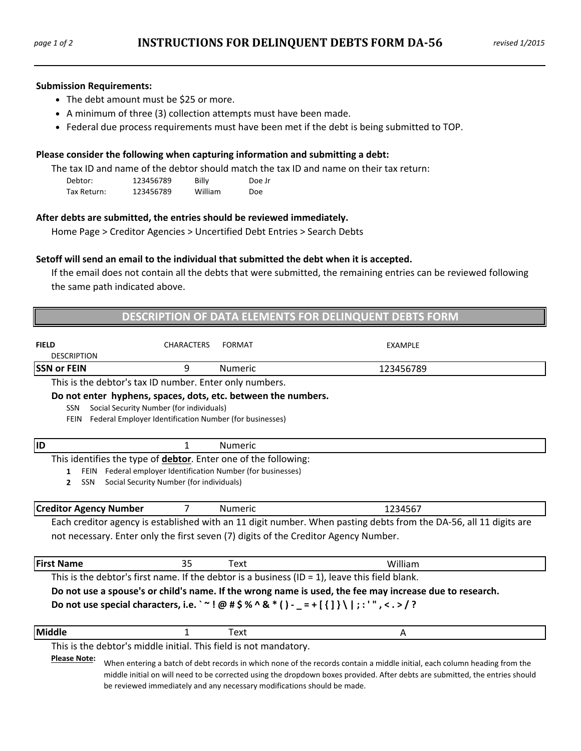# INSTRUCTIONS FOR DELINQUENT DEBTS FORM DA-56

*revised 1/2015*

**Submission Requirements:**

- The debt amount must be $25 or more.
- A minimum of three (3) collection attempts must have been made.
- Federal due process requirements must have been met if the debt is being submitted to TOP.

**Please consider the following when capturing information and submitting a debt:**

The tax ID and name of the debtor should match the tax ID and name on their tax return:

| | | | |
|---|---|---|---|
| Debtor: | 123456789 | Billy | Doe Jr |
| Tax Return: | 123456789 | William | Doe |

**After debts are submitted, the entries should be reviewed immediately.**

Home Page > Creditor Agencies > Uncertified Debt Entries > Search Debts

**Setoff will send an email to the individual that submitted the debt when it is accepted.**

If the email does not contain all the debts that were submitted, the remaining entries can be reviewed following the same path indicated above.

## DESCRIPTION OF DATA ELEMENTS FOR DELINQUENT DEBTS FORM

| FIELD DESCRIPTION | CHARACTERS | FORMAT | EXAMPLE |
|---|---|---|---|
| **SSN or FEIN** | 9 | Numeric | 123456789 |

This is the debtor's tax ID number. Enter only numbers.

**Do not enter hyphens, spaces, dots, etc. between the numbers.**

- SSN Social Security Number (for individuals)
- FEIN Federal Employer Identification Number (for businesses)

| FIELD | CHARACTERS | FORMAT | EXAMPLE |
|---|---|---|---|
| **ID** | 1 | Numeric | |

This identifies the type of **debtor**. Enter one of the following:

- **1** FEIN Federal employer Identification Number (for businesses)
- **2** SSN Social Security Number (for individuals)

| FIELD | CHARACTERS | FORMAT | EXAMPLE |
|---|---|---|---|
| **Creditor Agency Number** | 7 | Numeric | 1234567 |

Each creditor agency is established with an 11 digit number. When pasting debts from the DA-56, all 11 digits are not necessary. Enter only the first seven (7) digits of the Creditor Agency Number.

| FIELD | CHARACTERS | FORMAT | EXAMPLE |
|---|---|---|---|
| **First Name** | 35 | Text | William |

This is the debtor's first name. If the debtor is a business (ID = 1), leave this field blank.

**Do not use a spouse's or child's name. If the wrong name is used, the fee may increase due to research.**

**Do not use special characters, i.e. ` ~ ! @ # $ % ^ & * ( ) - _ = + [ { ] } \ | ; : ' " , < . > / ?**

| FIELD | CHARACTERS | FORMAT | EXAMPLE |
|---|---|---|---|
| **Middle** | 1 | Text | A |

This is the debtor's middle initial. This field is not mandatory.

**Please Note:** When entering a batch of debt records in which none of the records contain a middle initial, each column heading from the middle initial on will need to be corrected using the dropdown boxes provided. After debts are submitted, the entries should be reviewed immediately and any necessary modifications should be made.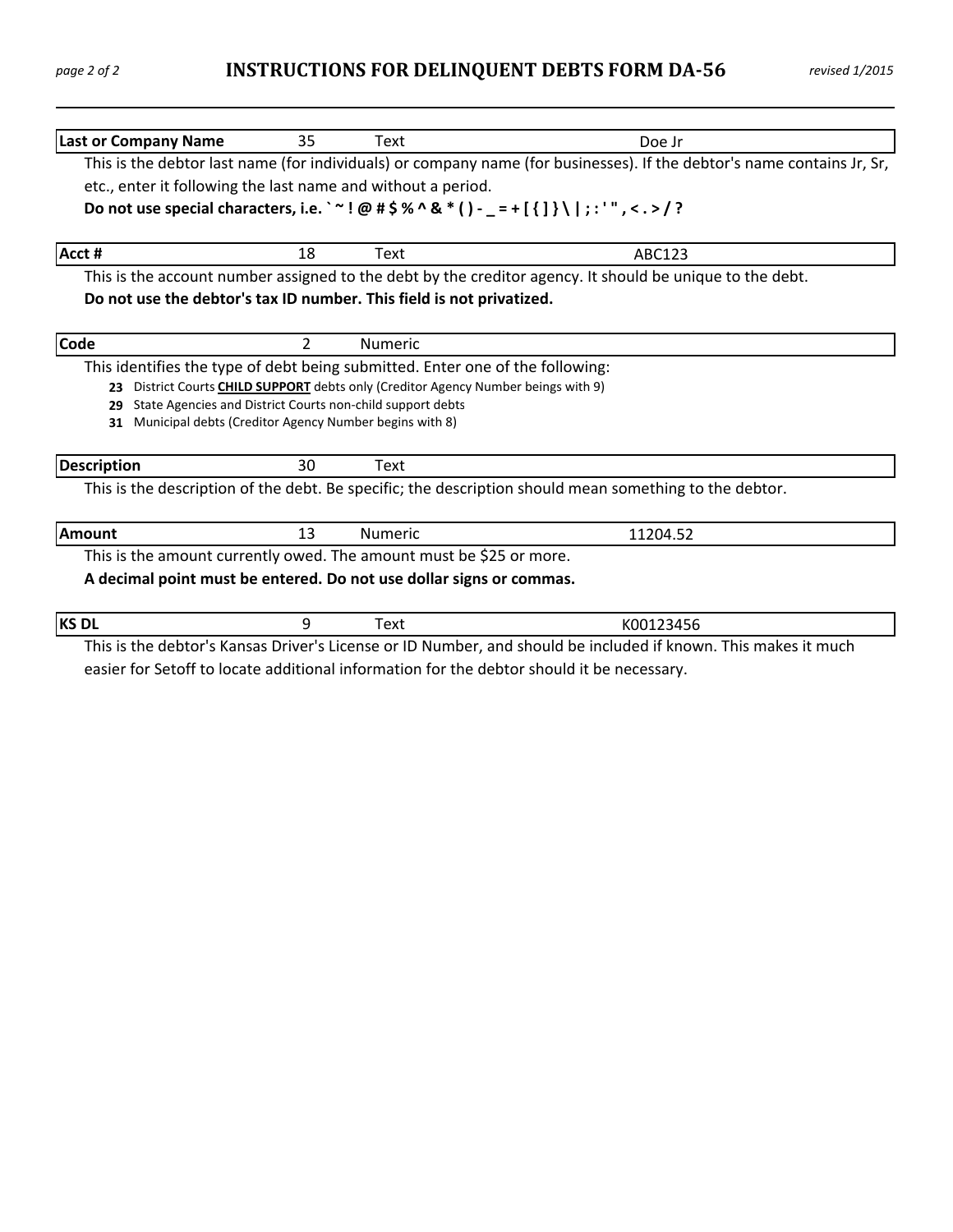# INSTRUCTIONS FOR DELINQUENT DEBTS FORM DA-56

| | | | |
|---|---|---|---|
| **Last or Company Name** | 35 | Text | Doe Jr |

This is the debtor last name (for individuals) or company name (for businesses). If the debtor's name contains Jr, Sr, etc., enter it following the last name and without a period.

**Do not use special characters, i.e. ` ~ ! @ # $ % ^ & * ( ) - _ = + [ { ] } \ | ; : ' " , < . > / ?**

| | | | |
|---|---|---|---|
| **Acct #** | 18 | Text | ABC123 |

This is the account number assigned to the debt by the creditor agency. It should be unique to the debt.

**Do not use the debtor's tax ID number. This field is not privatized.**

| | | | |
|---|---|---|---|
| **Code** | 2 | Numeric | |

This identifies the type of debt being submitted. Enter one of the following:

- **23** District Courts **CHILD SUPPORT** debts only (Creditor Agency Number beings with 9)
- **29** State Agencies and District Courts non-child support debts
- **31** Municipal debts (Creditor Agency Number begins with 8)

| | | | |
|---|---|---|---|
| **Description** | 30 | Text | |

This is the description of the debt. Be specific; the description should mean something to the debtor.

| | | | |
|---|---|---|---|
| **Amount** | 13 | Numeric | 11204.52 |

This is the amount currently owed. The amount must be $25 or more.

**A decimal point must be entered. Do not use dollar signs or commas.**

| | | | |
|---|---|---|---|
| **KS DL** | 9 | Text | K00123456 |

This is the debtor's Kansas Driver's License or ID Number, and should be included if known. This makes it much easier for Setoff to locate additional information for the debtor should it be necessary.